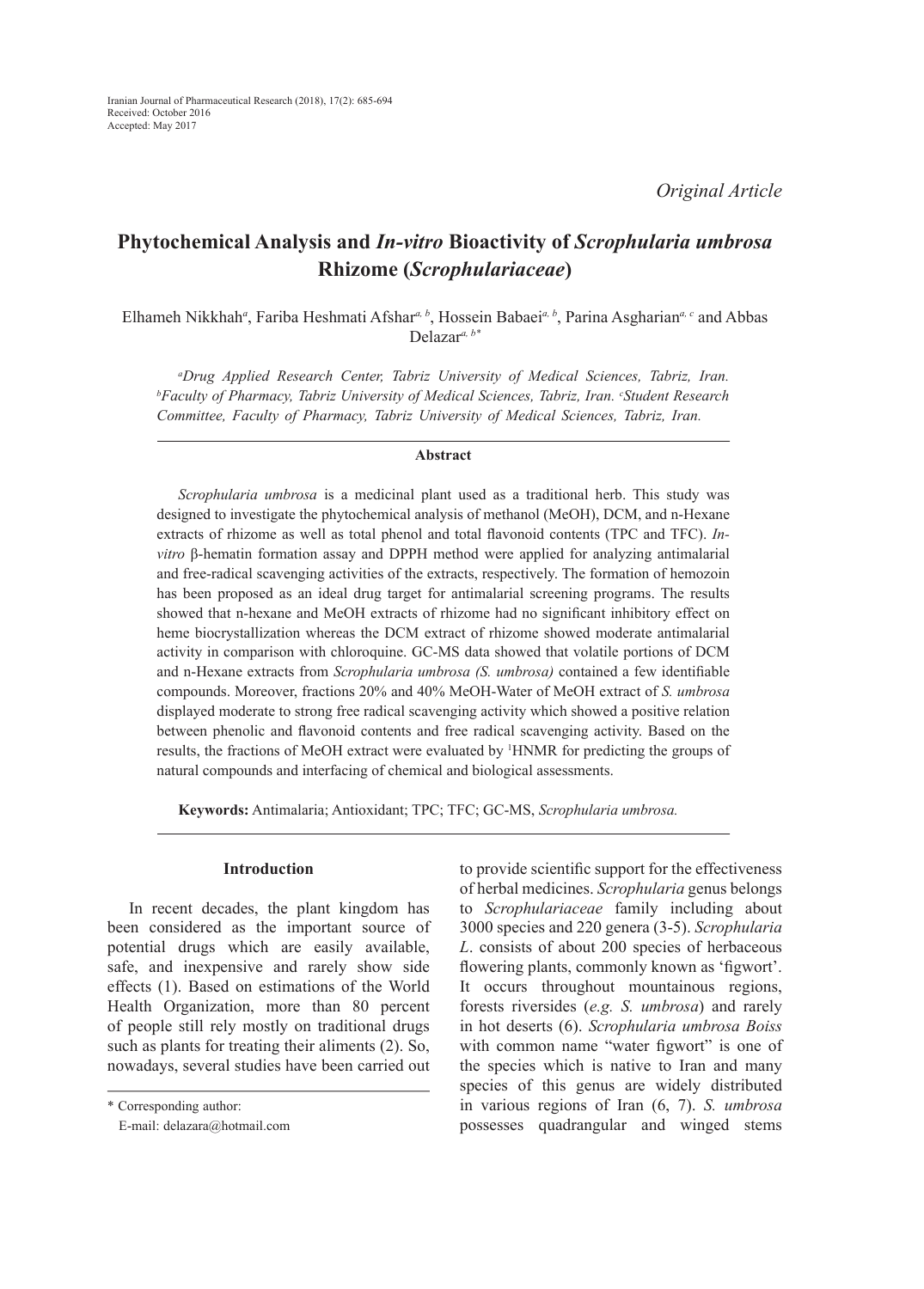*Original Article*

# Phytochemical Analysis and *In-vitro* Bioactivity of *Scrophularia umbrosa* Rhizome (*Scrophulariaceae*)

Elhameh Nikkhah[a], Fariba Heshmati Afshar[a, b], Hossein Babaei[a, b], Parina Asgharian[a, c] and Abbas Delazar[a, b]*

[a]*Drug Applied Research Center, Tabriz University of Medical Sciences, Tabriz, Iran.* [b]*Faculty of Pharmacy, Tabriz University of Medical Sciences, Tabriz, Iran.* [c]*Student Research Committee, Faculty of Pharmacy, Tabriz University of Medical Sciences, Tabriz, Iran.*

## Abstract

*Scrophularia umbrosa* is a medicinal plant used as a traditional herb. This study was designed to investigate the phytochemical analysis of methanol (MeOH), DCM, and n-Hexane extracts of rhizome as well as total phenol and total flavonoid contents (TPC and TFC). *In-vitro* β-hematin formation assay and DPPH method were applied for analyzing antimalarial and free-radical scavenging activities of the extracts, respectively. The formation of hemozoin has been proposed as an ideal drug target for antimalarial screening programs. The results showed that n-hexane and MeOH extracts of rhizome had no significant inhibitory effect on heme biocrystallization whereas the DCM extract of rhizome showed moderate antimalarial activity in comparison with chloroquine. GC-MS data showed that volatile portions of DCM and n-Hexane extracts from *Scrophularia umbrosa (S. umbrosa)* contained a few identifiable compounds. Moreover, fractions 20% and 40% MeOH-Water of MeOH extract of *S. umbrosa* displayed moderate to strong free radical scavenging activity which showed a positive relation between phenolic and flavonoid contents and free radical scavenging activity. Based on the results, the fractions of MeOH extract were evaluated by [1]HNMR for predicting the groups of natural compounds and interfacing of chemical and biological assessments.

**Keywords:** Antimalaria; Antioxidant; TPC; TFC; GC-MS, *Scrophularia umbrosa.*

## Introduction

In recent decades, the plant kingdom has been considered as the important source of potential drugs which are easily available, safe, and inexpensive and rarely show side effects (1). Based on estimations of the World Health Organization, more than 80 percent of people still rely mostly on traditional drugs such as plants for treating their aliments (2). So, nowadays, several studies have been carried out to provide scientific support for the effectiveness of herbal medicines. *Scrophularia* genus belongs to *Scrophulariaceae* family including about 3000 species and 220 genera (3-5). *Scrophularia L*. consists of about 200 species of herbaceous flowering plants, commonly known as 'figwort'. It occurs throughout mountainous regions, forests riversides (*e.g. S. umbrosa*) and rarely in hot deserts (6). *Scrophularia umbrosa Boiss* with common name "water figwort" is one of the species which is native to Iran and many species of this genus are widely distributed in various regions of Iran (6, 7). *S. umbrosa* possesses quadrangular and winged stems

\* Corresponding author:
E-mail: delazara@hotmail.com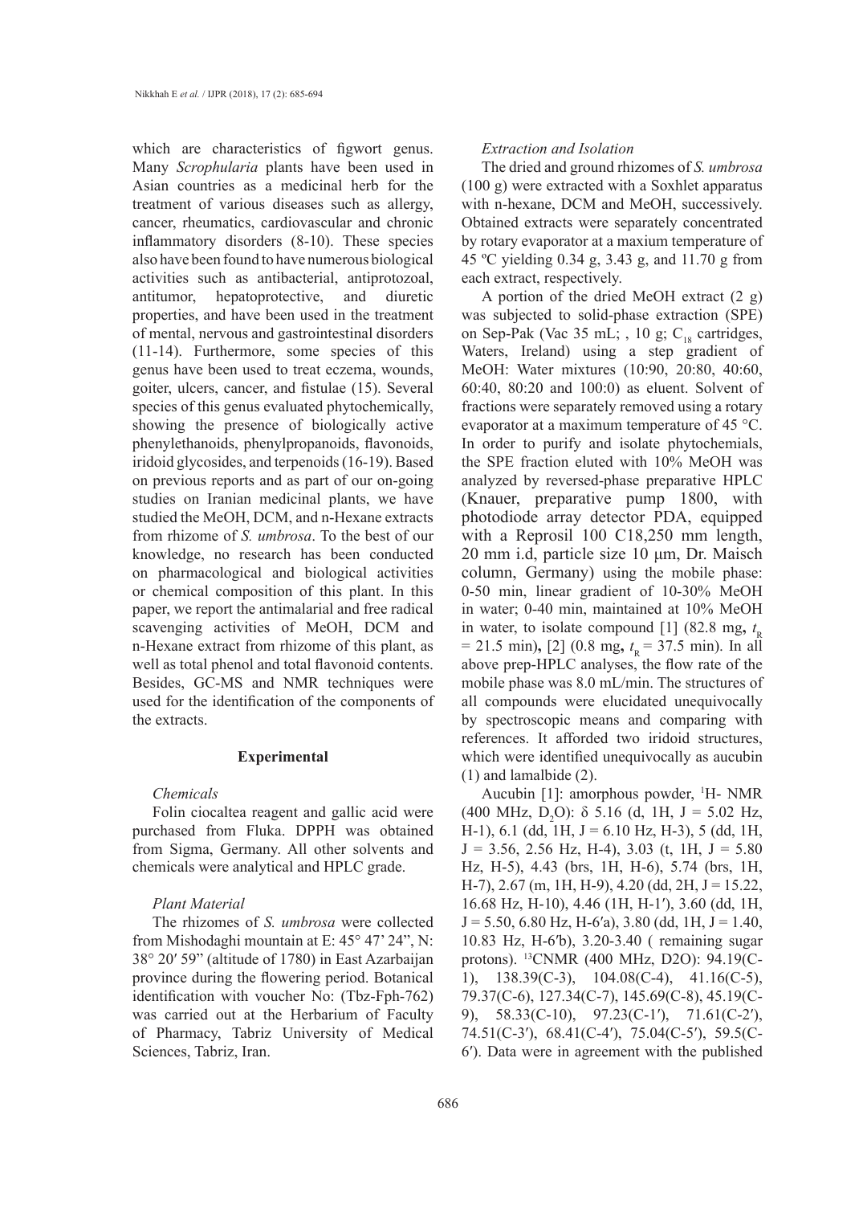which are characteristics of figwort genus. Many *Scrophularia* plants have been used in Asian countries as a medicinal herb for the treatment of various diseases such as allergy, cancer, rheumatics, cardiovascular and chronic inflammatory disorders (8-10). These species also have been found to have numerous biological activities such as antibacterial, antiprotozoal, antitumor, hepatoprotective, and diuretic properties, and have been used in the treatment of mental, nervous and gastrointestinal disorders (11-14). Furthermore, some species of this genus have been used to treat eczema, wounds, goiter, ulcers, cancer, and fistulae (15). Several species of this genus evaluated phytochemically, showing the presence of biologically active phenylethanoids, phenylpropanoids, flavonoids, iridoid glycosides, and terpenoids (16-19). Based on previous reports and as part of our on-going studies on Iranian medicinal plants, we have studied the MeOH, DCM, and n-Hexane extracts from rhizome of *S. umbrosa*. To the best of our knowledge, no research has been conducted on pharmacological and biological activities or chemical composition of this plant. In this paper, we report the antimalarial and free radical scavenging activities of MeOH, DCM and n-Hexane extract from rhizome of this plant, as well as total phenol and total flavonoid contents. Besides, GC-MS and NMR techniques were used for the identification of the components of the extracts.

## Experimental

### *Chemicals*

Folin ciocaltea reagent and gallic acid were purchased from Fluka. DPPH was obtained from Sigma, Germany. All other solvents and chemicals were analytical and HPLC grade.

### *Plant Material*

The rhizomes of *S. umbrosa* were collected from Mishodaghi mountain at E: 45° 47' 24", N: 38° 20′ 59" (altitude of 1780) in East Azarbaijan province during the flowering period. Botanical identification with voucher No: (Tbz-Fph-762) was carried out at the Herbarium of Faculty of Pharmacy, Tabriz University of Medical Sciences, Tabriz, Iran.

### *Extraction and Isolation*

The dried and ground rhizomes of *S. umbrosa* (100 g) were extracted with a Soxhlet apparatus with n-hexane, DCM and MeOH, successively. Obtained extracts were separately concentrated by rotary evaporator at a maxium temperature of 45 ºC yielding 0.34 g, 3.43 g, and 11.70 g from each extract, respectively.

A portion of the dried MeOH extract (2 g) was subjected to solid-phase extraction (SPE) on Sep-Pak (Vac 35 mL; , 10 g; $C_{18}$ cartridges, Waters, Ireland) using a step gradient of MeOH: Water mixtures (10:90, 20:80, 40:60, 60:40, 80:20 and 100:0) as eluent. Solvent of fractions were separately removed using a rotary evaporator at a maximum temperature of 45 °C. In order to purify and isolate phytochemials, the SPE fraction eluted with 10% MeOH was analyzed by reversed-phase preparative HPLC (Knauer, preparative pump 1800, with photodiode array detector PDA, equipped with a Reprosil 100 C18,250 mm length, 20 mm i.d, particle size 10 µm, Dr. Maisch column, Germany) using the mobile phase: 0-50 min, linear gradient of 10-30% MeOH in water; 0-40 min, maintained at 10% MeOH in water, to isolate compound [1] (82.8 mg**,** $t_R$ = 21.5 min)**,** [2] (0.8 mg**,** $t_R$ = 37.5 min). In all above prep-HPLC analyses, the flow rate of the mobile phase was 8.0 mL/min. The structures of all compounds were elucidated unequivocally by spectroscopic means and comparing with references. It afforded two iridoid structures, which were identified unequivocally as aucubin (1) and lamalbide (2).

Aucubin [1]: amorphous powder, $^1$H- NMR (400 MHz, $D_2O$): δ 5.16 (d, 1H, J = 5.02 Hz, H-1), 6.1 (dd, 1H, J = 6.10 Hz, H-3), 5 (dd, 1H, J = 3.56, 2.56 Hz, H-4), 3.03 (t, 1H, J = 5.80 Hz, H-5), 4.43 (brs, 1H, H-6), 5.74 (brs, 1H, H-7), 2.67 (m, 1H, H-9), 4.20 (dd, 2H, J = 15.22, 16.68 Hz, H-10), 4.46 (1H, H-1′), 3.60 (dd, 1H, J = 5.50, 6.80 Hz, H-6′a), 3.80 (dd, 1H, J = 1.40, 10.83 Hz, H-6′b), 3.20-3.40 ( remaining sugar protons). $^{13}$CNMR (400 MHz, D2O): 94.19(C-1), 138.39(C-3), 104.08(C-4), 41.16(C-5), 79.37(C-6), 127.34(C-7), 145.69(C-8), 45.19(C-9), 58.33(C-10), 97.23(C-1′), 71.61(C-2′), 74.51(C-3′), 68.41(C-4′), 75.04(C-5′), 59.5(C-6′). Data were in agreement with the published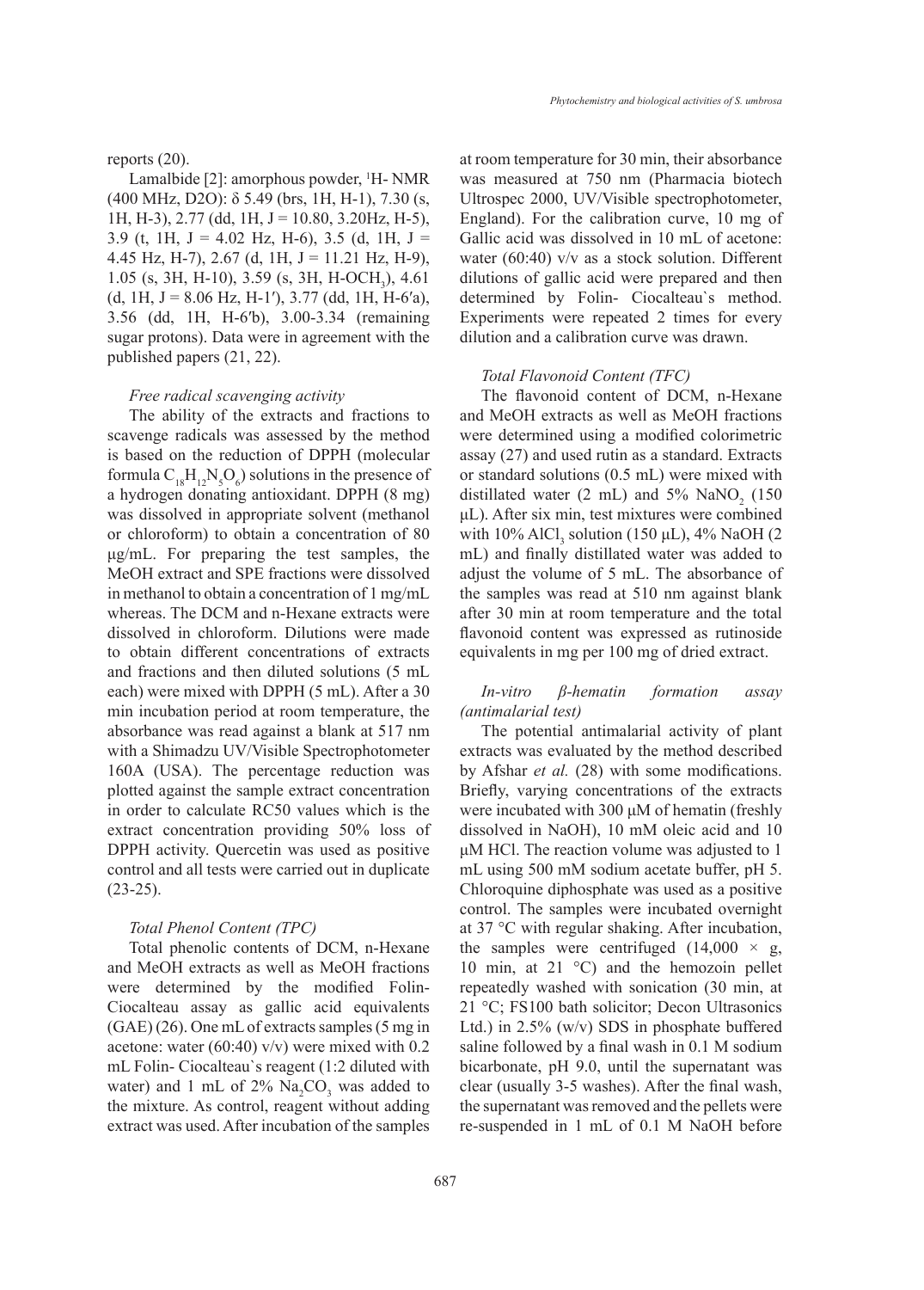reports (20).

Lamalbide [2]: amorphous powder, $^1$H- NMR (400 MHz, D2O): δ 5.49 (brs, 1H, H-1), 7.30 (s, 1H, H-3), 2.77 (dd, 1H, J = 10.80, 3.20Hz, H-5), 3.9 (t, 1H, J = 4.02 Hz, H-6), 3.5 (d, 1H, J = 4.45 Hz, H-7), 2.67 (d, 1H, J = 11.21 Hz, H-9), 1.05 (s, 3H, H-10), 3.59 (s, 3H, H-$OCH_3$), 4.61 (d, 1H, J = 8.06 Hz, H-1′), 3.77 (dd, 1H, H-6′a), 3.56 (dd, 1H, H-6′b), 3.00-3.34 (remaining sugar protons). Data were in agreement with the published papers (21, 22).

*Free radical scavenging activity*

The ability of the extracts and fractions to scavenge radicals was assessed by the method is based on the reduction of DPPH (molecular formula $C_{18}H_{12}N_5O_6$) solutions in the presence of a hydrogen donating antioxidant. DPPH (8 mg) was dissolved in appropriate solvent (methanol or chloroform) to obtain a concentration of 80 µg/mL. For preparing the test samples, the MeOH extract and SPE fractions were dissolved in methanol to obtain a concentration of 1 mg/mL whereas. The DCM and n-Hexane extracts were dissolved in chloroform. Dilutions were made to obtain different concentrations of extracts and fractions and then diluted solutions (5 mL each) were mixed with DPPH (5 mL). After a 30 min incubation period at room temperature, the absorbance was read against a blank at 517 nm with a Shimadzu UV/Visible Spectrophotometer 160A (USA). The percentage reduction was plotted against the sample extract concentration in order to calculate RC50 values which is the extract concentration providing 50% loss of DPPH activity. Quercetin was used as positive control and all tests were carried out in duplicate (23-25).

*Total Phenol Content (TPC)*

Total phenolic contents of DCM, n-Hexane and MeOH extracts as well as MeOH fractions were determined by the modified Folin-Ciocalteau assay as gallic acid equivalents (GAE) (26). One mL of extracts samples (5 mg in acetone: water (60:40) v/v) were mixed with 0.2 mL Folin- Ciocalteau`s reagent (1:2 diluted with water) and 1 mL of 2% $Na_2CO_3$ was added to the mixture. As control, reagent without adding extract was used. After incubation of the samples at room temperature for 30 min, their absorbance was measured at 750 nm (Pharmacia biotech Ultrospec 2000, UV/Visible spectrophotometer, England). For the calibration curve, 10 mg of Gallic acid was dissolved in 10 mL of acetone: water (60:40) v/v as a stock solution. Different dilutions of gallic acid were prepared and then determined by Folin- Ciocalteau`s method. Experiments were repeated 2 times for every dilution and a calibration curve was drawn.

*Total Flavonoid Content (TFC)*

The flavonoid content of DCM, n-Hexane and MeOH extracts as well as MeOH fractions were determined using a modified colorimetric assay (27) and used rutin as a standard. Extracts or standard solutions (0.5 mL) were mixed with distilled water (2 mL) and 5% $NaNO_2$ (150 µL). After six min, test mixtures were combined with 10% $AlCl_3$ solution (150 µL), 4% NaOH (2 mL) and finally distilled water was added to adjust the volume of 5 mL. The absorbance of the samples was read at 510 nm against blank after 30 min at room temperature and the total flavonoid content was expressed as rutinoside equivalents in mg per 100 mg of dried extract.

*In-vitro β-hematin formation assay (antimalarial test)*

The potential antimalarial activity of plant extracts was evaluated by the method described by Afshar *et al.* (28) with some modifications. Briefly, varying concentrations of the extracts were incubated with 300 µM of hematin (freshly dissolved in NaOH), 10 mM oleic acid and 10 µM HCl. The reaction volume was adjusted to 1 mL using 500 mM sodium acetate buffer, pH 5. Chloroquine diphosphate was used as a positive control. The samples were incubated overnight at 37 °C with regular shaking. After incubation, the samples were centrifuged (14,000 × g, 10 min, at 21 °C) and the hemozoin pellet repeatedly washed with sonication (30 min, at 21 °C; FS100 bath solicitor; Decon Ultrasonics Ltd.) in 2.5% (w/v) SDS in phosphate buffered saline followed by a final wash in 0.1 M sodium bicarbonate, pH 9.0, until the supernatant was clear (usually 3-5 washes). After the final wash, the supernatant was removed and the pellets were re-suspended in 1 mL of 0.1 M NaOH before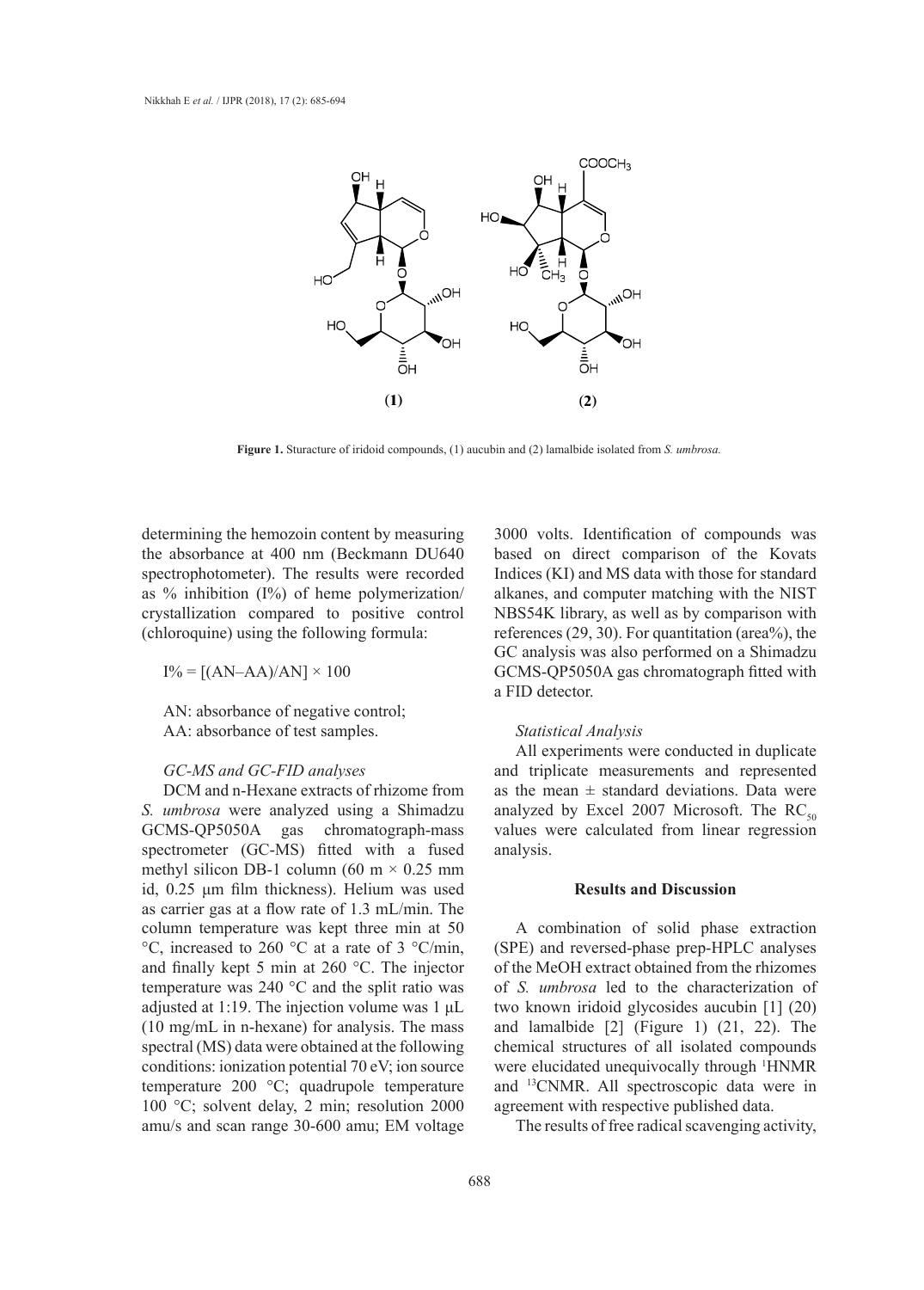**Figure 1.** Sturucture of iridoid compounds, (1) aucubin and (2) lamalbide isolated from *S. umbrosa.*

determining the hemozoin content by measuring the absorbance at 400 nm (Beckmann DU640 spectrophotometer). The results were recorded as % inhibition (I%) of heme polymerization/crystallization compared to positive control (chloroquine) using the following formula:

$$I\% = [(AN–AA)/AN] \times 100$$

AN: absorbance of negative control;
AA: absorbance of test samples.

### *GC-MS and GC-FID analyses*

DCM and n-Hexane extracts of rhizome from *S. umbrosa* were analyzed using a Shimadzu GCMS-QP5050A gas chromatograph-mass spectrometer (GC-MS) fitted with a fused methyl silicon DB-1 column (60 m × 0.25 mm id, 0.25 µm film thickness). Helium was used as carrier gas at a flow rate of 1.3 mL/min. The column temperature was kept three min at 50 °C, increased to 260 °C at a rate of 3 °C/min, and finally kept 5 min at 260 °C. The injector temperature was 240 °C and the split ratio was adjusted at 1:19. The injection volume was 1 µL (10 mg/mL in n-hexane) for analysis. The mass spectral (MS) data were obtained at the following conditions: ionization potential 70 eV; ion source temperature 200 °C; quadrupole temperature 100 °C; solvent delay, 2 min; resolution 2000 amu/s and scan range 30-600 amu; EM voltage 3000 volts. Identification of compounds was based on direct comparison of the Kovats Indices (KI) and MS data with those for standard alkanes, and computer matching with the NIST NBS54K library, as well as by comparison with references (29, 30). For quantitation (area%), the GC analysis was also performed on a Shimadzu GCMS-QP5050A gas chromatograph fitted with a FID detector.

### *Statistical Analysis*

All experiments were conducted in duplicate and triplicate measurements and represented as the mean ± standard deviations. Data were analyzed by Excel 2007 Microsoft. The $RC_{50}$ values were calculated from linear regression analysis.

## Results and Discussion

A combination of solid phase extraction (SPE) and reversed-phase prep-HPLC analyses of the MeOH extract obtained from the rhizomes of *S. umbrosa* led to the characterization of two known iridoid glycosides aucubin [1] (20) and lamalbide [2] (Figure 1) (21, 22). The chemical structures of all isolated compounds were elucidated unequivocally through $^{1}$HNMR and $^{13}$CNMR. All spectroscopic data were in agreement with respective published data.

The results of free radical scavenging activity,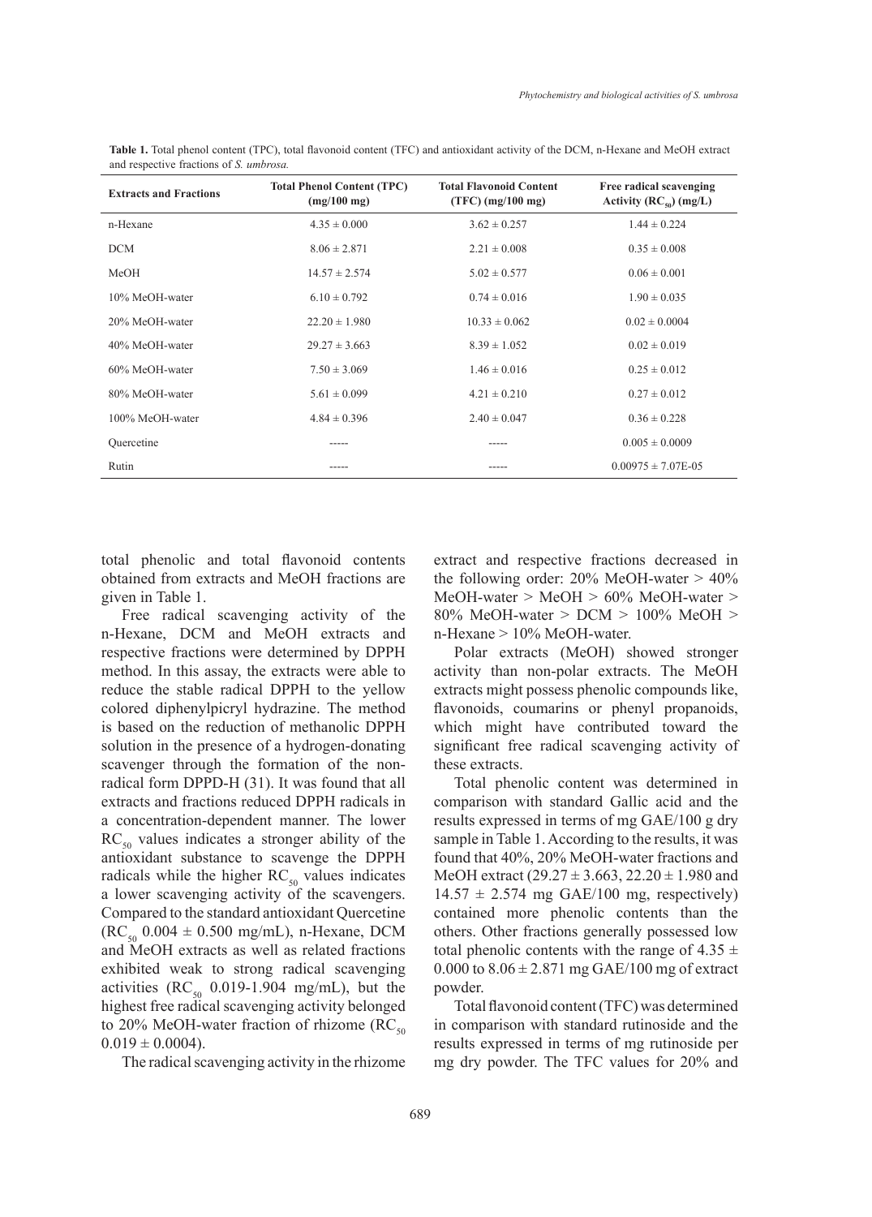**Table 1.** Total phenol content (TPC), total flavonoid content (TFC) and antioxidant activity of the DCM, n-Hexane and MeOH extract and respective fractions of *S. umbrosa.*

| Extracts and Fractions | Total Phenol Content (TPC) (mg/100 mg) | Total Flavonoid Content (TFC) (mg/100 mg) | Free radical scavenging Activity ($RC_{50}$) (mg/L) |
|---|---|---|---|
| n-Hexane | 4.35 ± 0.000 | 3.62 ± 0.257 | 1.44 ± 0.224 |
| DCM | 8.06 ± 2.871 | 2.21 ± 0.008 | 0.35 ± 0.008 |
| MeOH | 14.57 ± 2.574 | 5.02 ± 0.577 | 0.06 ± 0.001 |
| 10% MeOH-water | 6.10 ± 0.792 | 0.74 ± 0.016 | 1.90 ± 0.035 |
| 20% MeOH-water | 22.20 ± 1.980 | 10.33 ± 0.062 | 0.02 ± 0.0004 |
| 40% MeOH-water | 29.27 ± 3.663 | 8.39 ± 1.052 | 0.02 ± 0.019 |
| 60% MeOH-water | 7.50 ± 3.069 | 1.46 ± 0.016 | 0.25 ± 0.012 |
| 80% MeOH-water | 5.61 ± 0.099 | 4.21 ± 0.210 | 0.27 ± 0.012 |
| 100% MeOH-water | 4.84 ± 0.396 | 2.40 ± 0.047 | 0.36 ± 0.228 |
| Quercetine | ----- | ----- | 0.005 ± 0.0009 |
| Rutin | ----- | ----- | 0.00975 ± 7.07E-05 |

total phenolic and total flavonoid contents obtained from extracts and MeOH fractions are given in Table 1.

Free radical scavenging activity of the n-Hexane, DCM and MeOH extracts and respective fractions were determined by DPPH method. In this assay, the extracts were able to reduce the stable radical DPPH to the yellow colored diphenylpicryl hydrazine. The method is based on the reduction of methanolic DPPH solution in the presence of a hydrogen-donating scavenger through the formation of the non-radical form DPPD-H (31). It was found that all extracts and fractions reduced DPPH radicals in a concentration-dependent manner. The lower $RC_{50}$ values indicates a stronger ability of the antioxidant substance to scavenge the DPPH radicals while the higher $RC_{50}$ values indicates a lower scavenging activity of the scavengers. Compared to the standard antioxidant Quercetine ($RC_{50}$ 0.004 ± 0.500 mg/mL), n-Hexane, DCM and MeOH extracts as well as related fractions exhibited weak to strong radical scavenging activities ($RC_{50}$ 0.019-1.904 mg/mL), but the highest free radical scavenging activity belonged to 20% MeOH-water fraction of rhizome ($RC_{50}$ 0.019 ± 0.0004).

The radical scavenging activity in the rhizome extract and respective fractions decreased in the following order: 20% MeOH-water > 40% MeOH-water > MeOH > 60% MeOH-water > 80% MeOH-water > DCM > 100% MeOH > n-Hexane > 10% MeOH-water.

Polar extracts (MeOH) showed stronger activity than non-polar extracts. The MeOH extracts might possess phenolic compounds like, flavonoids, coumarins or phenyl propanoids, which might have contributed toward the significant free radical scavenging activity of these extracts.

Total phenolic content was determined in comparison with standard Gallic acid and the results expressed in terms of mg GAE/100 g dry sample in Table 1. According to the results, it was found that 40%, 20% MeOH-water fractions and MeOH extract (29.27 ± 3.663, 22.20 ± 1.980 and 14.57 ± 2.574 mg GAE/100 mg, respectively) contained more phenolic contents than the others. Other fractions generally possessed low total phenolic contents with the range of 4.35 ± 0.000 to 8.06 ± 2.871 mg GAE/100 mg of extract powder.

Total flavonoid content (TFC) was determined in comparison with standard rutinoside and the results expressed in terms of mg rutinoside per mg dry powder. The TFC values for 20% and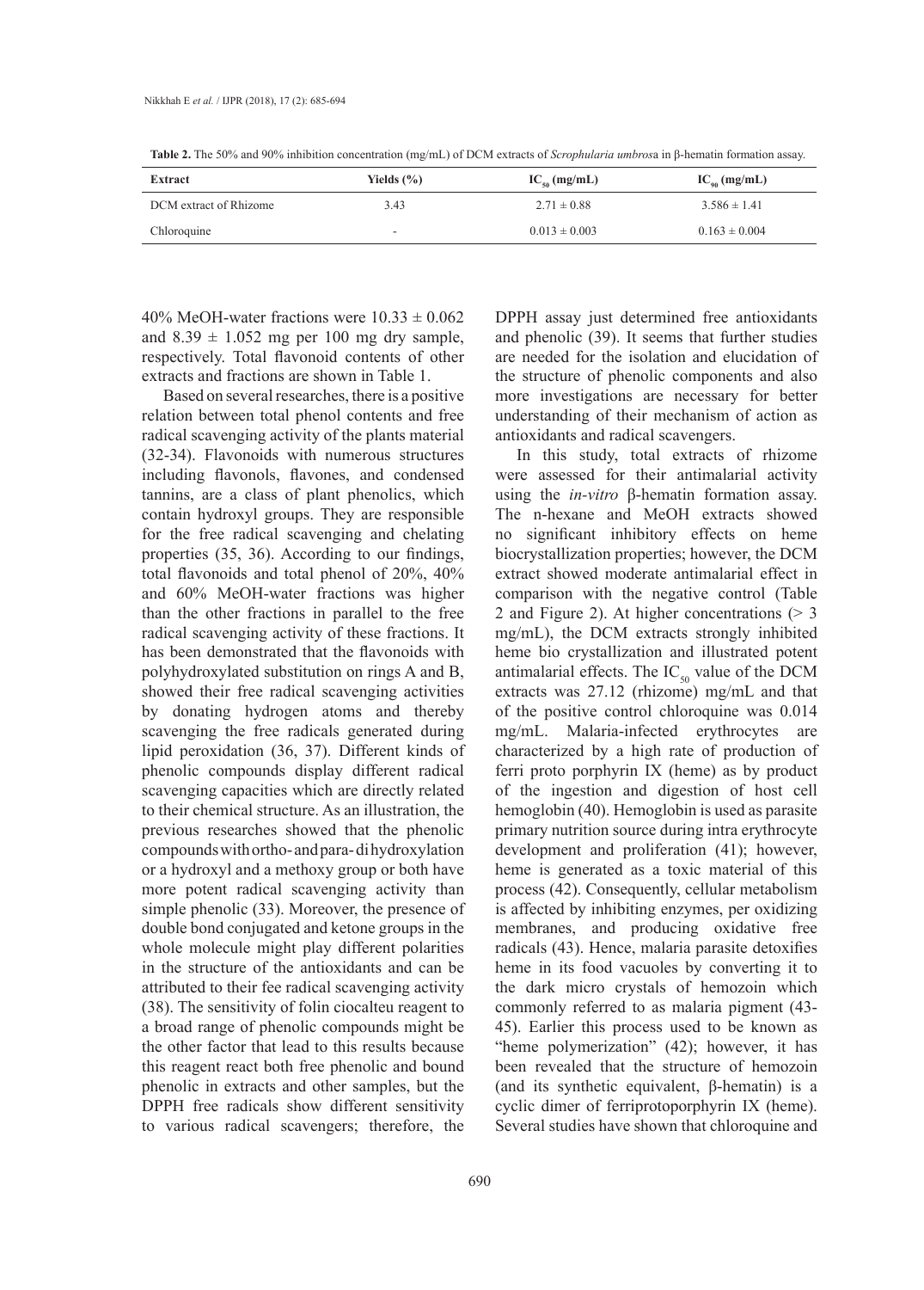**Table 2.** The 50% and 90% inhibition concentration (mg/mL) of DCM extracts of *Scrophularia umbrosa* in β-hematin formation assay.

| Extract | Yields (%) | $IC_{50}$ (mg/mL) | $IC_{90}$ (mg/mL) |
|---|---|---|---|
| DCM extract of Rhizome | 3.43 | 2.71 ± 0.88 | 3.586 ± 1.41 |
| Chloroquine | - | 0.013 ± 0.003 | 0.163 ± 0.004 |

40% MeOH-water fractions were 10.33 ± 0.062 and 8.39 ± 1.052 mg per 100 mg dry sample, respectively. Total flavonoid contents of other extracts and fractions are shown in Table 1.

Based on several researches, there is a positive relation between total phenol contents and free radical scavenging activity of the plants material (32-34). Flavonoids with numerous structures including flavonols, flavones, and condensed tannins, are a class of plant phenolics, which contain hydroxyl groups. They are responsible for the free radical scavenging and chelating properties (35, 36). According to our findings, total flavonoids and total phenol of 20%, 40% and 60% MeOH-water fractions was higher than the other fractions in parallel to the free radical scavenging activity of these fractions. It has been demonstrated that the flavonoids with polyhydroxylated substitution on rings A and B, showed their free radical scavenging activities by donating hydrogen atoms and thereby scavenging the free radicals generated during lipid peroxidation (36, 37). Different kinds of phenolic compounds display different radical scavenging capacities which are directly related to their chemical structure. As an illustration, the previous researches showed that the phenolic compounds with ortho- and para- di hydroxylation or a hydroxyl and a methoxy group or both have more potent radical scavenging activity than simple phenolic (33). Moreover, the presence of double bond conjugated and ketone groups in the whole molecule might play different polarities in the structure of the antioxidants and can be attributed to their fee radical scavenging activity (38). The sensitivity of folin ciocalteu reagent to a broad range of phenolic compounds might be the other factor that lead to this results because this reagent react both free phenolic and bound phenolic in extracts and other samples, but the DPPH free radicals show different sensitivity to various radical scavengers; therefore, the DPPH assay just determined free antioxidants and phenolic (39). It seems that further studies are needed for the isolation and elucidation of the structure of phenolic components and also more investigations are necessary for better understanding of their mechanism of action as antioxidants and radical scavengers.

In this study, total extracts of rhizome were assessed for their antimalarial activity using the *in-vitro* β-hematin formation assay. The n-hexane and MeOH extracts showed no significant inhibitory effects on heme biocrystallization properties; however, the DCM extract showed moderate antimalarial effect in comparison with the negative control (Table 2 and Figure 2). At higher concentrations (> 3 mg/mL), the DCM extracts strongly inhibited heme bio crystallization and illustrated potent antimalarial effects. The $IC_{50}$ value of the DCM extracts was 27.12 (rhizome) mg/mL and that of the positive control chloroquine was 0.014 mg/mL. Malaria-infected erythrocytes are characterized by a high rate of production of ferri proto porphyrin IX (heme) as by product of the ingestion and digestion of host cell hemoglobin (40). Hemoglobin is used as parasite primary nutrition source during intra erythrocyte development and proliferation (41); however, heme is generated as a toxic material of this process (42). Consequently, cellular metabolism is affected by inhibiting enzymes, per oxidizing membranes, and producing oxidative free radicals (43). Hence, malaria parasite detoxifies heme in its food vacuoles by converting it to the dark micro crystals of hemozoin which commonly referred to as malaria pigment (43-45). Earlier this process used to be known as "heme polymerization" (42); however, it has been revealed that the structure of hemozoin (and its synthetic equivalent, β-hematin) is a cyclic dimer of ferriprotoporphyrin IX (heme). Several studies have shown that chloroquine and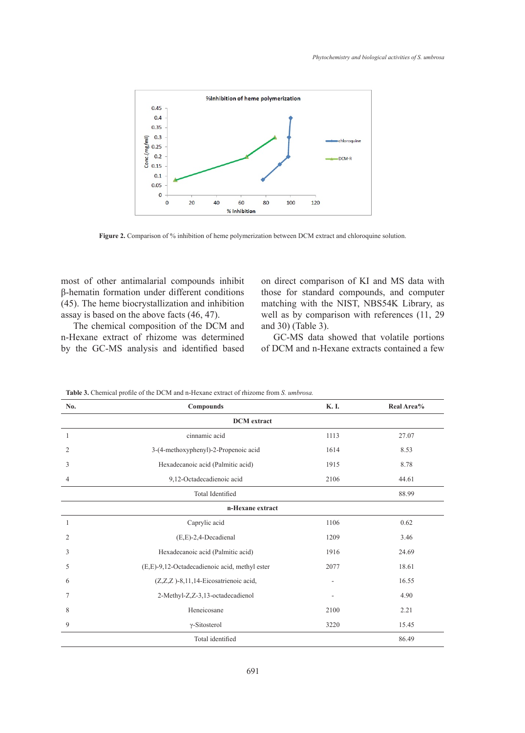**Figure 2.** Comparison of % inhibition of heme polymerization between DCM extract and chloroquine solution.

most of other antimalarial compounds inhibit β-hematin formation under different conditions (45). The heme biocrystallization and inhibition assay is based on the above facts (46, 47).

The chemical composition of the DCM and n-Hexane extract of rhizome was determined by the GC-MS analysis and identified based on direct comparison of KI and MS data with those for standard compounds, and computer matching with the NIST, NBS54K Library, as well as by comparison with references (11, 29 and 30) (Table 3).

GC-MS data showed that volatile portions of DCM and n-Hexane extracts contained a few

**Table 3.** Chemical profile of the DCM and n-Hexane extract of rhizome from *S. umbrosa*.

| No. | Compounds | K. I. | Real Area% |
|---|---|---|---|
| | **DCM extract** | | |
| 1 | cinnamic acid | 1113 | 27.07 |
| 2 | 3-(4-methoxyphenyl)-2-Propenoic acid | 1614 | 8.53 |
| 3 | Hexadecanoic acid (Palmitic acid) | 1915 | 8.78 |
| 4 | 9,12-Octadecadienoic acid | 2106 | 44.61 |
| | Total Identified | | 88.99 |
| | **n-Hexane extract** | | |
| 1 | Caprylic acid | 1106 | 0.62 |
| 2 | (E,E)-2,4-Decadienal | 1209 | 3.46 |
| 3 | Hexadecanoic acid (Palmitic acid) | 1916 | 24.69 |
| 5 | (E,E)-9,12-Octadecadienoic acid, methyl ester | 2077 | 18.61 |
| 6 | (Z,Z,Z )-8,11,14-Eicosatrienoic acid, | - | 16.55 |
| 7 | 2-Methyl-Z,Z-3,13-octadecadienol | - | 4.90 |
| 8 | Heneicosane | 2100 | 2.21 |
| 9 | γ-Sitosterol | 3220 | 15.45 |
| | Total identified | | 86.49 |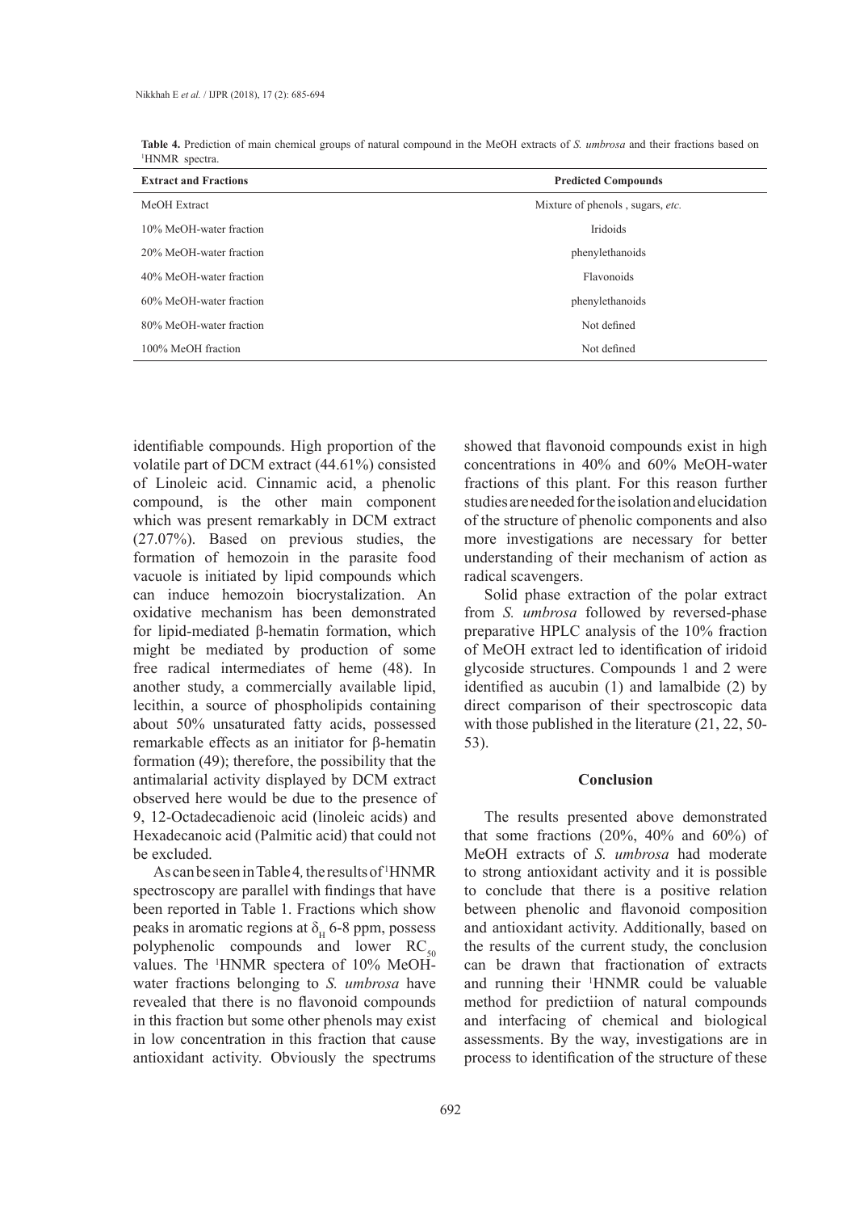**Table 4.** Prediction of main chemical groups of natural compound in the MeOH extracts of *S. umbrosa* and their fractions based on [1]HNMR spectra.

| Extract and Fractions | Predicted Compounds |
|---|---|
| MeOH Extract | Mixture of phenols , sugars, *etc.* |
| 10% MeOH-water fraction | Iridoids |
| 20% MeOH-water fraction | phenylethanoids |
| 40% MeOH-water fraction | Flavonoids |
| 60% MeOH-water fraction | phenylethanoids |
| 80% MeOH-water fraction | Not defined |
| 100% MeOH fraction | Not defined |

identifiable compounds. High proportion of the volatile part of DCM extract (44.61%) consisted of Linoleic acid. Cinnamic acid, a phenolic compound, is the other main component which was present remarkably in DCM extract (27.07%). Based on previous studies, the formation of hemozoin in the parasite food vacuole is initiated by lipid compounds which can induce hemozoin biocrystalization. An oxidative mechanism has been demonstrated for lipid-mediated β-hematin formation, which might be mediated by production of some free radical intermediates of heme (48). In another study, a commercially available lipid, lecithin, a source of phospholipids containing about 50% unsaturated fatty acids, possessed remarkable effects as an initiator for β-hematin formation (49); therefore, the possibility that the antimalarial activity displayed by DCM extract observed here would be due to the presence of 9, 12-Octadecadienoic acid (linoleic acids) and Hexadecanoic acid (Palmitic acid) that could not be excluded.

As can be seen in Table 4*,* the results of [1]HNMR spectroscopy are parallel with findings that have been reported in Table 1. Fractions which show peaks in aromatic regions at $\delta_H$ 6-8 ppm, possess polyphenolic compounds and lower $RC_{50}$ values. The [1]HNMR spectera of 10% MeOH-water fractions belonging to *S. umbrosa* have revealed that there is no flavonoid compounds in this fraction but some other phenols may exist in low concentration in this fraction that cause antioxidant activity. Obviously the spectrums showed that flavonoid compounds exist in high concentrations in 40% and 60% MeOH-water fractions of this plant. For this reason further studies are needed for the isolation and elucidation of the structure of phenolic components and also more investigations are necessary for better understanding of their mechanism of action as radical scavengers.

Solid phase extraction of the polar extract from *S. umbrosa* followed by reversed-phase preparative HPLC analysis of the 10% fraction of MeOH extract led to identification of iridoid glycoside structures. Compounds 1 and 2 were identified as aucubin (1) and lamalbide (2) by direct comparison of their spectroscopic data with those published in the literature (21, 22, 50-53).

## Conclusion

The results presented above demonstrated that some fractions (20%, 40% and 60%) of MeOH extracts of *S. umbrosa* had moderate to strong antioxidant activity and it is possible to conclude that there is a positive relation between phenolic and flavonoid composition and antioxidant activity. Additionally, based on the results of the current study, the conclusion can be drawn that fractionation of extracts and running their [1]HNMR could be valuable method for predictiion of natural compounds and interfacing of chemical and biological assessments. By the way, investigations are in process to identification of the structure of these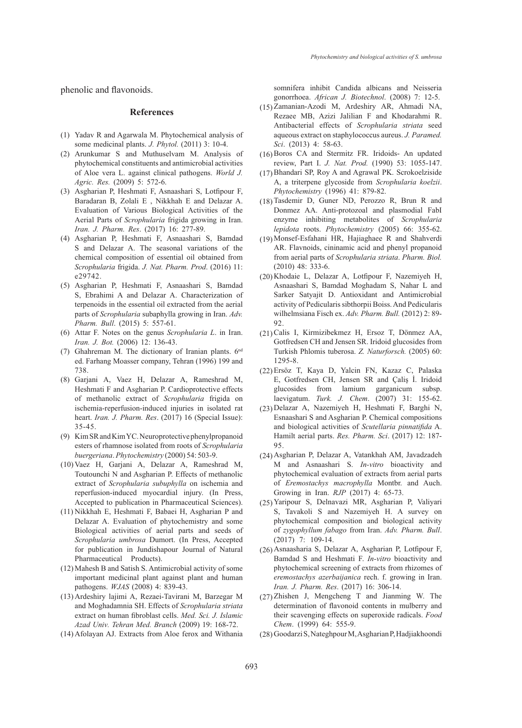phenolic and flavonoids.

## References

(1) Yadav R and Agarwala M. Phytochemical analysis of some medicinal plants. *J. Phytol.* (2011) 3: 10-4.

(2) Arunkumar S and Muthuselvam M. Analysis of phytochemical constituents and antimicrobial activities of Aloe vera L. against clinical pathogens. *World J. Agric. Res.* (2009) 5: 572-6.

(3) Asgharian P, Heshmati F, Asnaashari S, Lotfipour F, Baradaran B, Zolali E , Nikkhah E and Delazar A. Evaluation of Various Biological Activities of the Aerial Parts of *Scrophularia* frigida growing in Iran. *Iran. J. Pharm. Res*. (2017) 16: 277-89.

(4) Asgharian P, Heshmati F, Asnaashari S, Bamdad S and Delazar A. The seasonal variations of the chemical composition of essential oil obtained from *Scrophularia* frigida. *J. Nat. Pharm. Prod*. (2016) 11: e29742.

(5) Asgharian P, Heshmati F, Asnaashari S, Bamdad S, Ebrahimi A and Delazar A. Characterization of terpenoids in the essential oil extracted from the aerial parts of *Scrophularia* subaphylla growing in Iran. *Adv. Pharm. Bull*. (2015) 5: 557-61.

(6) Attar F. Notes on the genus *Scrophularia L*. in Iran. *Iran. J. Bot.* (2006) 12: 136-43.

(7) Ghahreman M. The dictionary of Iranian plants. 6nd ed. Farhang Moasser company, Tehran (1996) 199 and 738.

(8) Garjani A, Vaez H, Delazar A, Rameshrad M, Heshmati F and Asgharian P. Cardioprotective effects of methanolic extract of *Scrophularia* frigida on ischemia-reperfusion-induced injuries in isolated rat heart. *Iran. J. Pharm. Res*. (2017) 16 (Special Issue): 35-45.

(9) Kim SR and Kim YC. Neuroprotective phenylpropanoid esters of rhamnose isolated from roots of *Scrophularia buergeriana*. *Phytochemistry* (2000) 54: 503-9.

(10) Vaez H, Garjani A, Delazar A, Rameshrad M, Toutounchi N and Asgharian P. Effects of methanolic extract of *Scrophularia subuphylla* on ischemia and reperfusion-induced myocardial injury. (In Press, Accepted to publication in Pharmaceutical Sciences).

(11) Nikkhah E, Heshmati F, Babaei H, Asgharian P and Delazar A. Evaluation of phytochemistry and some Biological activities of aerial parts and seeds of *Scrophularia umbrosa* Dumort. (In Press, Accepted for publication in Jundishapour Journal of Natural Pharmaceutical Products).

(12) Mahesh B and Satish S. Antimicrobial activity of some important medicinal plant against plant and human pathogens. *WJAS* (2008) 4: 839-43.

(13) Ardeshiry lajimi A, Rezaei-Tavirani M, Barzegar M and Moghadamnia SH. Effects of *Scrophularia striata* extract on human fibroblast cells. *Med. Sci. J. Islamic Azad Univ. Tehran Med. Branch* (2009) 19: 168-72.

(14) Afolayan AJ. Extracts from Aloe ferox and Withania somnifera inhibit Candida albicans and Neisseria gonorrhoea. *African J. Biotechnol*. (2008) 7: 12-5.

(15) Zamanian-Azodi M, Ardeshiry AR, Ahmadi NA, Rezaee MB, Azizi Jalilian F and Khodarahmi R. Antibacterial effects of *Scrophularia striata* seed aqueous extract on staphylococcus aureus. *J. Paramed. Sci*. (2013) 4: 58-63.

(16) Boros CA and Stermitz FR. Iridoids- An updated review, Part I. *J. Nat. Prod.* (1990) 53: 1055-147.

(17) Bhandari SP, Roy A and Agrawal PK. Scrokoelziside A, a triterpene glycoside from *Scrophularia koelzii*. *Phytochemistry* (1996) 41: 879-82.

(18) Tasdemir D, Guner ND, Perozzo R, Brun R and Donmez AA. Anti-protozoal and plasmodial FabI enzyme inhibiting metabolites of *Scrophularia lepidota* roots. *Phytochemistry* (2005) 66: 355-62.

(19) Monsef-Esfahani HR, Hajiaghaee R and Shahverdi AR. Flavnoids, cininamic acid and phenyl propanoid from aerial parts of *Scrophularia striata*. *Pharm. Biol.* (2010) 48: 333-6.

(20) Khodaie L, Delazar A, Lotfipour F, Nazemiyeh H, Asnaashari S, Bamdad Moghadam S, Nahar L and Sarker Satyajit D. Antioxidant and Antimicrobial activity of Pedicularis sibthorpii Boiss. And Pedicularis wilhelmsiana Fisch ex. *Adv. Pharm. Bull.* (2012) 2: 89-92.

(21) Calis I, Kirmizibekmez H, Ersoz T, Dönmez AA, Gotfredsen CH and Jensen SR. Iridoid glucosides from Turkish Phlomis tuberosa. *Z. Naturforsch.* (2005) 60: 1295-8.

(22) Ersöz T, Kaya D, Yalcin FN, Kazaz C, Palaska E, Gotfredsen CH, Jensen SR and Çaliş İ. Iridoid glucosides from lamium garganicum subsp. laevigatum. *Turk. J. Chem*. (2007) 31: 155-62.

(23) Delazar A, Nazemiyeh H, Heshmati F, Barghi N, Esnaashari S and Asgharian P. Chemical compositions and biological activities of *Scutellaria pinnatifida* A. Hamilt aerial parts. *Res. Pharm. Sci*. (2017) 12: 187-95.

(24) Asgharian P, Delazar A, Vatankhah AM, Javadzadeh M and Asnaashari S. *In-vitro* bioactivity and phytochemical evaluation of extracts from aerial parts of *Eremostachys macrophylla* Montbr. and Auch. Growing in Iran. *RJP* (2017) 4: 65-73.

(25) Yaripour S, Delnavazi MR, Asgharian P, Valiyari S, Tavakoli S and Nazemiyeh H. A survey on phytochemical composition and biological activity of *zygophyllum fabago* from Iran. *Adv. Pharm. Bull*. (2017) 7: 109-14.

(26) Asnaasharia S, Delazar A, Asgharian P, Lotfipour F, Bamdad S and Heshmati F. *In-vitro* bioactivity and phytochemical screening of extracts from rhizomes of *eremostachys azerbaijanica* rech. f. growing in Iran. *Iran. J. Pharm. Res*. (2017) 16: 306-14.

(27) Zhishen J, Mengcheng T and Jianming W. The determination of flavonoid contents in mulberry and their scavenging effects on superoxide radicals. *Food Chem*. (1999) 64: 555-9.

(28) Goodarzi S, Nateghpour M, Asgharian P, Hadjiakhoondi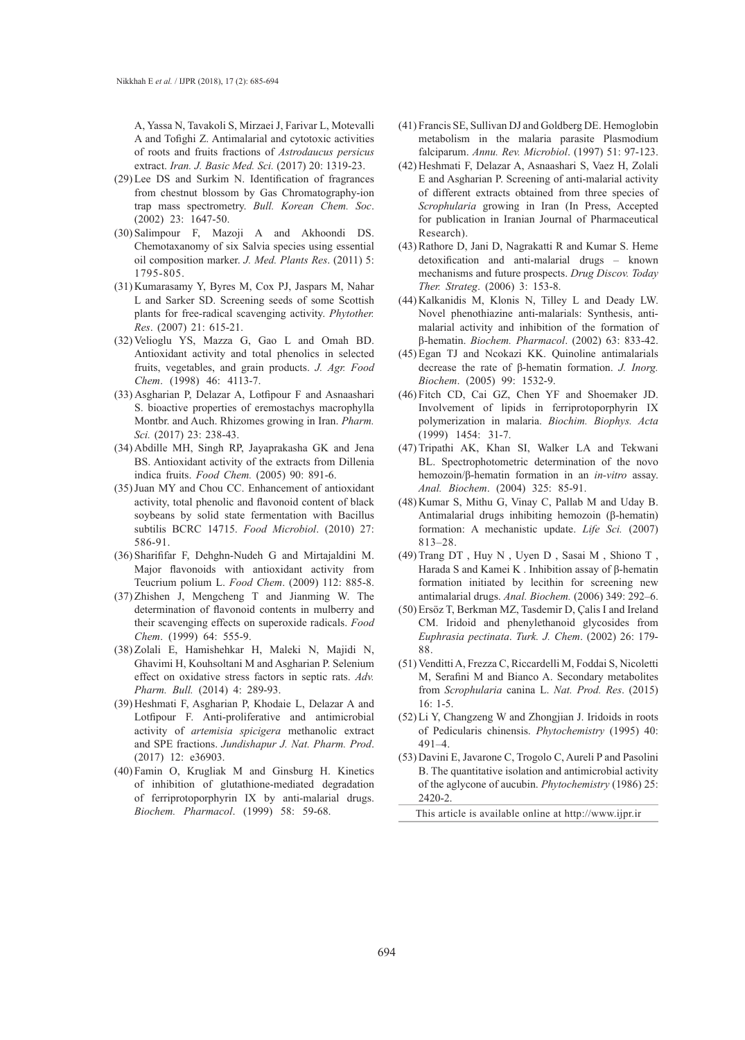A, Yassa N, Tavakoli S, Mirzaei J, Farivar L, Motevalli A and Tofighi Z. Antimalarial and cytotoxic activities of roots and fruits fractions of *Astrodaucus persicus* extract. *Iran. J. Basic Med. Sci.* (2017) 20: 1319-23.

(29) Lee DS and Surkim N. Identification of fragrances from chestnut blossom by Gas Chromatography-ion trap mass spectrometry. *Bull. Korean Chem. Soc*. (2002) 23: 1647-50.

(30) Salimpour F, Mazoji A and Akhoondi DS. Chemotaxanomy of six Salvia species using essential oil composition marker. *J. Med. Plants Res*. (2011) 5: 1795-805.

(31) Kumarasamy Y, Byres M, Cox PJ, Jaspars M, Nahar L and Sarker SD. Screening seeds of some Scottish plants for free-radical scavenging activity. *Phytother. Res*. (2007) 21: 615-21.

(32) Velioglu YS, Mazza G, Gao L and Omah BD. Antioxidant activity and total phenolics in selected fruits, vegetables, and grain products. *J. Agr. Food Chem*. (1998) 46: 4113-7.

(33) Asgharian P, Delazar A, Lotfipour F and Asnaashari S. bioactive properties of eremostachys macrophylla Montbr. and Auch. Rhizomes growing in Iran. *Pharm. Sci.* (2017) 23: 238-43.

(34) Abdille MH, Singh RP, Jayaprakasha GK and Jena BS. Antioxidant activity of the extracts from Dillenia indica fruits. *Food Chem.* (2005) 90: 891-6.

(35) Juan MY and Chou CC. Enhancement of antioxidant activity, total phenolic and flavonoid content of black soybeans by solid state fermentation with Bacillus subtilis BCRC 14715. *Food Microbiol*. (2010) 27: 586-91.

(36) Sharififar F, Dehghn-Nudeh G and Mirtajaldini M. Major flavonoids with antioxidant activity from Teucrium polium L. *Food Chem*. (2009) 112: 885-8.

(37) Zhishen J, Mengcheng T and Jianming W. The determination of flavonoid contents in mulberry and their scavenging effects on superoxide radicals. *Food Chem*. (1999) 64: 555-9.

(38) Zolali E, Hamishehkar H, Maleki N, Majidi N, Ghavimi H, Kouhsoltani M and Asgharian P. Selenium effect on oxidative stress factors in septic rats. *Adv. Pharm. Bull.* (2014) 4: 289-93.

(39) Heshmati F, Asgharian P, Khodaie L, Delazar A and Lotfipour F. Anti-proliferative and antimicrobial activity of *artemisia spicigera* methanolic extract and SPE fractions. *Jundishapur J. Nat. Pharm. Prod*. (2017) 12: e36903.

(40) Famin O, Krugliak M and Ginsburg H. Kinetics of inhibition of glutathione-mediated degradation of ferriprotoporphyrin IX by anti-malarial drugs. *Biochem. Pharmacol*. (1999) 58: 59-68.

(41) Francis SE, Sullivan DJ and Goldberg DE. Hemoglobin metabolism in the malaria parasite Plasmodium falciparum. *Annu. Rev. Microbiol*. (1997) 51: 97-123.

(42) Heshmati F, Delazar A, Asnaashari S, Vaez H, Zolali E and Asgharian P. Screening of anti-malarial activity of different extracts obtained from three species of *Scrophularia* growing in Iran (In Press, Accepted for publication in Iranian Journal of Pharmaceutical Research).

(43) Rathore D, Jani D, Nagrakatti R and Kumar S. Heme detoxification and anti-malarial drugs – known mechanisms and future prospects. *Drug Discov. Today Ther. Strateg*. (2006) 3: 153-8.

(44) Kalkanidis M, Klonis N, Tilley L and Deady LW. Novel phenothiazine anti-malarials: Synthesis, anti-malarial activity and inhibition of the formation of β-hematin. *Biochem. Pharmacol*. (2002) 63: 833-42.

(45) Egan TJ and Ncokazi KK. Quinoline antimalarials decrease the rate of β-hematin formation. *J. Inorg. Biochem*. (2005) 99: 1532-9.

(46) Fitch CD, Cai GZ, Chen YF and Shoemaker JD. Involvement of lipids in ferriprotoporphyrin IX polymerization in malaria. *Biochim. Biophys. Acta* (1999) 1454: 31-7.

(47) Tripathi AK, Khan SI, Walker LA and Tekwani BL. Spectrophotometric determination of the novo hemozoin/β-hematin formation in an *in-vitro* assay. *Anal. Biochem*. (2004) 325: 85-91.

(48) Kumar S, Mithu G, Vinay C, Pallab M and Uday B. Antimalarial drugs inhibiting hemozoin (β-hematin) formation: A mechanistic update. *Life Sci.* (2007) 813–28.

(49) Trang DT , Huy N , Uyen D , Sasai M , Shiono T , Harada S and Kamei K . Inhibition assay of β-hematin formation initiated by lecithin for screening new antimalarial drugs. *Anal. Biochem.* (2006) 349: 292–6.

(50) Ersöz T, Berkman MZ, Tasdemir D, Çalis I and Ireland CM. Iridoid and phenylethanoid glycosides from *Euphrasia pectinata*. *Turk. J. Chem*. (2002) 26: 179-88.

(51) Venditti A, Frezza C, Riccardelli M, Foddai S, Nicoletti M, Serafini M and Bianco A. Secondary metabolites from *Scrophularia* canina L. *Nat. Prod. Res*. (2015) 16: 1-5.

(52) Li Y, Changzeng W and Zhongjian J. Iridoids in roots of Pedicularis chinensis. *Phytochemistry* (1995) 40: 491–4.

(53) Davini E, Javarone C, Trogolo C, Aureli P and Pasolini B. The quantitative isolation and antimicrobial activity of the aglycone of aucubin. *Phytochemistry* (1986) 25: 2420-2.

This article is available online at http://www.ijpr.ir